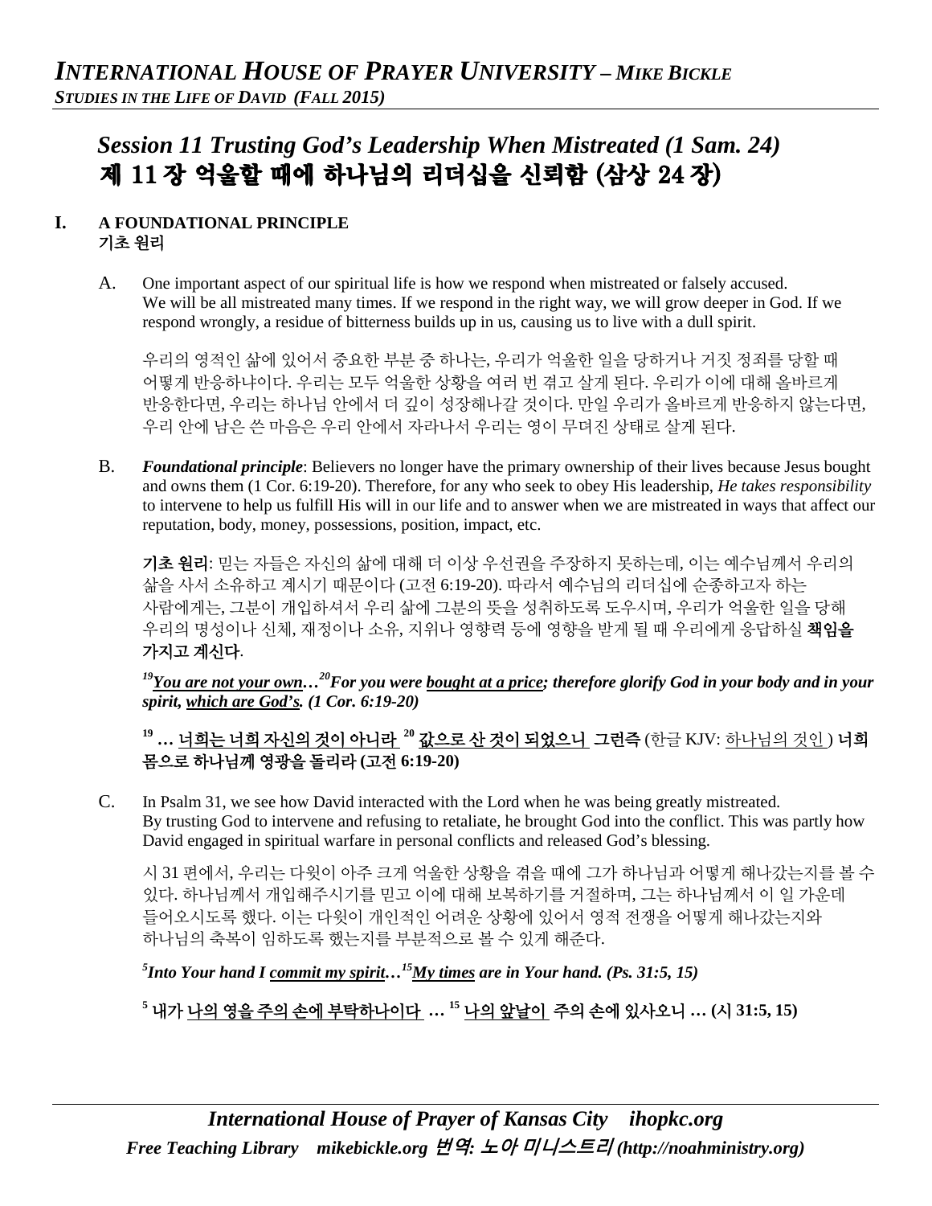# *Session 11 Trusting God's Leadership When Mistreated (1 Sam. 24)*
# 제 11 장 억울할 때에 하나님의 리더십을 신뢰함 (삼상 24 장)

## I. A FOUNDATIONAL PRINCIPLE
## 기초 원리

A. One important aspect of our spiritual life is how we respond when mistreated or falsely accused. We will be all mistreated many times. If we respond in the right way, we will grow deeper in God. If we respond wrongly, a residue of bitterness builds up in us, causing us to live with a dull spirit.

우리의 영적인 삶에 있어서 중요한 부분 중 하나는, 우리가 억울한 일을 당하거나 거짓 정죄를 당할 때 어떻게 반응하냐이다. 우리는 모두 억울한 상황을 여러 번 겪고 살게 된다. 우리가 이에 대해 올바르게 반응한다면, 우리는 하나님 안에서 더 깊이 성장해나갈 것이다. 만일 우리가 올바르게 반응하지 않는다면, 우리 안에 남은 쓴 마음은 우리 안에서 자라나서 우리는 영이 무뎌진 상태로 살게 된다.

B. ***Foundational principle***: Believers no longer have the primary ownership of their lives because Jesus bought and owns them (1 Cor. 6:19-20). Therefore, for any who seek to obey His leadership, *He takes responsibility* to intervene to help us fulfill His will in our life and to answer when we are mistreated in ways that affect our reputation, body, money, possessions, position, impact, etc.

**기초 원리**: 믿는 자들은 자신의 삶에 대해 더 이상 우선권을 주장하지 못하는데, 이는 예수님께서 우리의 삶을 사서 소유하고 계시기 때문이다 (고전 6:19-20). 따라서 예수님의 리더십에 순종하고자 하는 사람에게는, 그분이 개입하셔서 우리 삶에 그분의 뜻을 성취하도록 도우시며, 우리가 억울한 일을 당해 우리의 명성이나 신체, 재정이나 소유, 지위나 영향력 등에 영향을 받게 될 때 우리에게 응답하실 **책임을 가지고 계신다**.

***[19]<u>You are not your own</u>…[20]For you were <u>bought at a price</u>; therefore glorify God in your body and in your spirit, <u>which are God's</u>. (1 Cor. 6:19-20)***

**[19] … <u>너희는 너희 자신의 것이 아니라</u> [20] <u>값으로 산 것이 되었으니</u> 그런즉** (한글 KJV: <u>하나님의 것인</u>) **너희 몸으로 하나님께 영광을 돌리라 (고전 6:19-20)**

C. In Psalm 31, we see how David interacted with the Lord when he was being greatly mistreated. By trusting God to intervene and refusing to retaliate, he brought God into the conflict. This was partly how David engaged in spiritual warfare in personal conflicts and released God's blessing.

시 31 편에서, 우리는 다윗이 아주 크게 억울한 상황을 겪을 때에 그가 하나님과 어떻게 해나갔는지를 볼 수 있다. 하나님께서 개입해주시기를 믿고 이에 대해 보복하기를 거절하며, 그는 하나님께서 이 일 가운데 들어오시도록 했다. 이는 다윗이 개인적인 어려운 상황에 있어서 영적 전쟁을 어떻게 해나갔는지와 하나님의 축복이 임하도록 했는지를 부분적으로 볼 수 있게 해준다.

***[5]Into Your hand I <u>commit my spirit</u>…[15]<u>My times</u> are in Your hand. (Ps. 31:5, 15)***

**[5] 내가 <u>나의 영을 주의 손에 부탁하나이다</u> … [15] <u>나의 앞날이</u> 주의 손에 있사오니 … (시 31:5, 15)**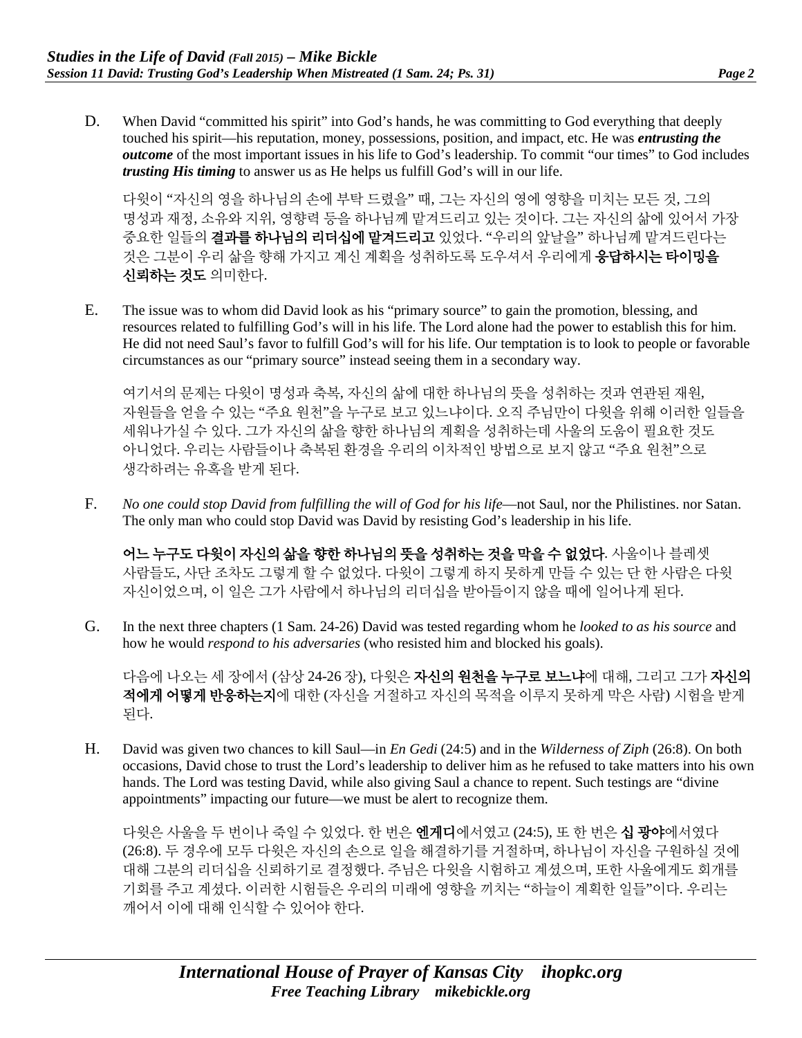D. When David "committed his spirit" into God's hands, he was committing to God everything that deeply touched his spirit—his reputation, money, possessions, position, and impact, etc. He was ***entrusting the outcome*** of the most important issues in his life to God's leadership. To commit "our times" to God includes ***trusting His timing*** to answer us as He helps us fulfill God's will in our life.

다윗이 "자신의 영을 하나님의 손에 부탁 드렸을" 때, 그는 자신의 영에 영향을 미치는 모든 것, 그의 명성과 재정, 소유와 지위, 영향력 등을 하나님께 맡겨드리고 있는 것이다. 그는 자신의 삶에 있어서 가장 중요한 일들의 **결과를 하나님의 리더십에 맡겨드리고** 있었다. "우리의 앞날을" 하나님께 맡겨드린다는 것은 그분이 우리 삶을 향해 가지고 계신 계획을 성취하도록 도우셔서 우리에게 **응답하시는 타이밍을 신뢰하는 것도** 의미한다.

E. The issue was to whom did David look as his "primary source" to gain the promotion, blessing, and resources related to fulfilling God's will in his life. The Lord alone had the power to establish this for him. He did not need Saul's favor to fulfill God's will for his life. Our temptation is to look to people or favorable circumstances as our "primary source" instead seeing them in a secondary way.

여기서의 문제는 다윗이 명성과 축복, 자신의 삶에 대한 하나님의 뜻을 성취하는 것과 연관된 재원, 자원들을 얻을 수 있는 "주요 원천"을 누구로 보고 있느냐이다. 오직 주님만이 다윗을 위해 이러한 일들을 세워나가실 수 있다. 그가 자신의 삶을 향한 하나님의 계획을 성취하는데 사울의 도움이 필요한 것도 아니었다. 우리는 사람들이나 축복된 환경을 우리의 이차적인 방법으로 보지 않고 "주요 원천"으로 생각하려는 유혹을 받게 된다.

F. *No one could stop David from fulfilling the will of God for his life*—not Saul, nor the Philistines. nor Satan. The only man who could stop David was David by resisting God's leadership in his life.

**어느 누구도 다윗이 자신의 삶을 향한 하나님의 뜻을 성취하는 것을 막을 수 없었다**. 사울이나 블레셋 사람들도, 사단 조차도 그렇게 할 수 없었다. 다윗이 그렇게 하지 못하게 만들 수 있는 단 한 사람은 다윗 자신이었으며, 이 일은 그가 사람에서 하나님의 리더십을 받아들이지 않을 때에 일어나게 된다.

G. In the next three chapters (1 Sam. 24-26) David was tested regarding whom he *looked to as his source* and how he would *respond to his adversaries* (who resisted him and blocked his goals).

다음에 나오는 세 장에서 (삼상 24-26 장), 다윗은 **자신의 원천을 누구로 보느냐**에 대해, 그리고 그가 **자신의 적에게 어떻게 반응하는지**에 대한 (자신을 거절하고 자신의 목적을 이루지 못하게 막은 사람) 시험을 받게 된다.

H. David was given two chances to kill Saul—in *En Gedi* (24:5) and in the *Wilderness of Ziph* (26:8). On both occasions, David chose to trust the Lord's leadership to deliver him as he refused to take matters into his own hands. The Lord was testing David, while also giving Saul a chance to repent. Such testings are "divine appointments" impacting our future—we must be alert to recognize them.

다윗은 사울을 두 번이나 죽일 수 있었다. 한 번은 **엔게디**에서였고 (24:5), 또 한 번은 **십 광야**에서였다 (26:8). 두 경우에 모두 다윗은 자신의 손으로 일을 해결하기를 거절하며, 하나님이 자신을 구원하실 것에 대해 그분의 리더십을 신뢰하기로 결정했다. 주님은 다윗을 시험하고 계셨으며, 또한 사울에게도 회개를 기회를 주고 계셨다. 이러한 시험들은 우리의 미래에 영향을 끼치는 "하늘이 계획한 일들"이다. 우리는 깨어서 이에 대해 인식할 수 있어야 한다.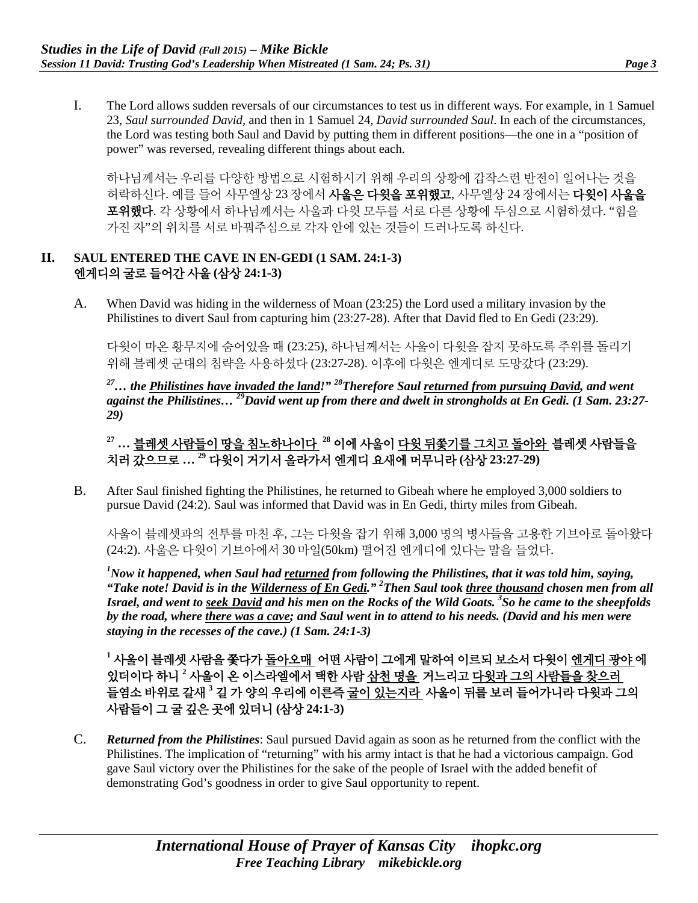I. The Lord allows sudden reversals of our circumstances to test us in different ways. For example, in 1 Samuel 23, *Saul surrounded David*, and then in 1 Samuel 24, *David surrounded Saul*. In each of the circumstances, the Lord was testing both Saul and David by putting them in different positions—the one in a "position of power" was reversed, revealing different things about each.

하나님께서는 우리를 다양한 방법으로 시험하시기 위해 우리의 상황에 갑작스런 반전이 일어나는 것을 허락하신다. 예를 들어 사무엘상 23 장에서 **사울은 다윗을 포위했고**, 사무엘상 24 장에서는 **다윗이 사울을 포위했다**. 각 상황에서 하나님께서는 사울과 다윗 모두를 서로 다른 상황에 두심으로 시험하셨다. "힘을 가진 자"의 위치를 서로 바꿔주심으로 각자 안에 있는 것들이 드러나도록 하신다.

## II. SAUL ENTERED THE CAVE IN EN-GEDI (1 SAM. 24:1-3)
## 엔게디의 굴로 들어간 사울 (삼상 24:1-3)

A. When David was hiding in the wilderness of Moan (23:25) the Lord used a military invasion by the Philistines to divert Saul from capturing him (23:27-28). After that David fled to En Gedi (23:29).

다윗이 마온 황무지에 숨어있을 때 (23:25), 하나님께서는 사울이 다윗을 잡지 못하도록 주위를 돌리기 위해 블레셋 군대의 침략을 사용하셨다 (23:27-28). 이후에 다윗은 엔게디로 도망갔다 (23:29).

***[27]… the Philistines have invaded the land!" [28]Therefore Saul returned from pursuing David, and went against the Philistines… [29]David went up from there and dwelt in strongholds at En Gedi. (1 Sam. 23:27-29)***

**[27] … 블레셋 사람들이 땅을 침노하나이다 [28] 이에 사울이 다윗 뒤쫓기를 그치고 돌아와 블레셋 사람들을 치러 갔으므로 … [29] 다윗이 거기서 올라가서 엔게디 요새에 머무니라 (삼상 23:27-29)**

B. After Saul finished fighting the Philistines, he returned to Gibeah where he employed 3,000 soldiers to pursue David (24:2). Saul was informed that David was in En Gedi, thirty miles from Gibeah.

사울이 블레셋과의 전투를 마친 후, 그는 다윗을 잡기 위해 3,000 명의 병사들을 고용한 기브아로 돌아왔다 (24:2). 사울은 다윗이 기브아에서 30 마일(50km) 떨어진 엔게디에 있다는 말을 들었다.

***[1]Now it happened, when Saul had returned from following the Philistines, that it was told him, saying, "Take note! David is in the Wilderness of En Gedi." [2]Then Saul took three thousand chosen men from all Israel, and went to seek David and his men on the Rocks of the Wild Goats. [3]So he came to the sheepfolds by the road, where there was a cave; and Saul went in to attend to his needs. (David and his men were staying in the recesses of the cave.) (1 Sam. 24:1-3)***

**[1] 사울이 블레셋 사람을 쫓다가 돌아오매 어떤 사람이 그에게 말하여 이르되 보소서 다윗이 엔게디 광야에 있더이다 하니 [2] 사울이 온 이스라엘에서 택한 사람 삼천 명을 거느리고 다윗과 그의 사람들을 찾으러 들염소 바위로 갈새 [3] 길 가 양의 우리에 이른즉 굴이 있는지라 사울이 뒤를 보러 들어가니라 다윗과 그의 사람들이 그 굴 깊은 곳에 있더니 (삼상 24:1-3)**

C. ***Returned from the Philistines***: Saul pursued David again as soon as he returned from the conflict with the Philistines. The implication of "returning" with his army intact is that he had a victorious campaign. God gave Saul victory over the Philistines for the sake of the people of Israel with the added benefit of demonstrating God's goodness in order to give Saul opportunity to repent.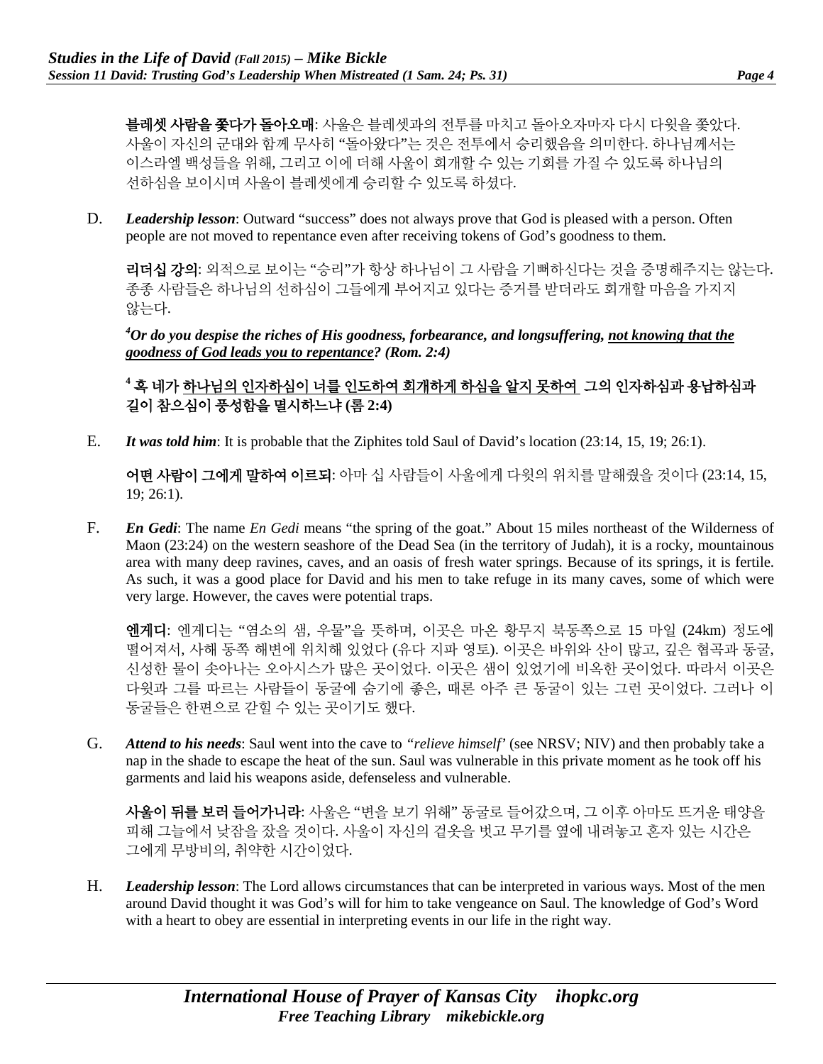**블레셋 사람을 쫓다가 돌아오매**: 사울은 블레셋과의 전투를 마치고 돌아오자마자 다시 다윗을 쫓았다. 사울이 자신의 군대와 함께 무사히 "돌아왔다"는 것은 전투에서 승리했음을 의미한다. 하나님께서는 이스라엘 백성들을 위해, 그리고 이에 더해 사울이 회개할 수 있는 기회를 가질 수 있도록 하나님의 선하심을 보이시며 사울이 블레셋에게 승리할 수 있도록 하셨다.

D. ***Leadership lesson***: Outward "success" does not always prove that God is pleased with a person. Often people are not moved to repentance even after receiving tokens of God's goodness to them.

**리더십 강의**: 외적으로 보이는 "승리"가 항상 하나님이 그 사람을 기뻐하신다는 것을 증명해주지는 않는다. 종종 사람들은 하나님의 선하심이 그들에게 부어지고 있다는 증거를 받더라도 회개할 마음을 가지지 않는다.

***[4]Or do you despise the riches of His goodness, forbearance, and longsuffering, <u>not knowing that the goodness of God leads you to repentance</u>? (Rom. 2:4)***

**[4] 혹 네가 <u>하나님의 인자하심이 너를 인도하여 회개하게 하심을 알지 못하여</u> 그의 인자하심과 용납하심과 길이 참으심이 풍성함을 멸시하느냐 (롬 2:4)**

E. ***It was told him***: It is probable that the Ziphites told Saul of David's location (23:14, 15, 19; 26:1).

**어떤 사람이 그에게 말하여 이르되**: 아마 십 사람들이 사울에게 다윗의 위치를 말해줬을 것이다 (23:14, 15, 19; 26:1).

F. ***En Gedi***: The name *En Gedi* means "the spring of the goat." About 15 miles northeast of the Wilderness of Maon (23:24) on the western seashore of the Dead Sea (in the territory of Judah), it is a rocky, mountainous area with many deep ravines, caves, and an oasis of fresh water springs. Because of its springs, it is fertile. As such, it was a good place for David and his men to take refuge in its many caves, some of which were very large. However, the caves were potential traps.

**엔게디**: 엔게디는 "염소의 샘, 우물"을 뜻하며, 이곳은 마온 황무지 북동쪽으로 15 마일 (24km) 정도에 떨어져서, 사해 동쪽 해변에 위치해 있었다 (유다 지파 영토). 이곳은 바위와 산이 많고, 깊은 협곡과 동굴, 신성한 물이 솟아나는 오아시스가 많은 곳이었다. 이곳은 샘이 있었기에 비옥한 곳이었다. 따라서 이곳은 다윗과 그를 따르는 사람들이 동굴에 숨기에 좋은, 때론 아주 큰 동굴이 있는 그런 곳이었다. 그러나 이 동굴들은 한편으로 갇힐 수 있는 곳이기도 했다.

G. ***Attend to his needs***: Saul went into the cave to *"relieve himself"* (see NRSV; NIV) and then probably take a nap in the shade to escape the heat of the sun. Saul was vulnerable in this private moment as he took off his garments and laid his weapons aside, defenseless and vulnerable.

**사울이 뒤를 보러 들어가니라**: 사울은 "변을 보기 위해" 동굴로 들어갔으며, 그 이후 아마도 뜨거운 태양을 피해 그늘에서 낮잠을 잤을 것이다. 사울이 자신의 겉옷을 벗고 무기를 옆에 내려놓고 혼자 있는 시간은 그에게 무방비의, 취약한 시간이었다.

H. ***Leadership lesson***: The Lord allows circumstances that can be interpreted in various ways. Most of the men around David thought it was God's will for him to take vengeance on Saul. The knowledge of God's Word with a heart to obey are essential in interpreting events in our life in the right way.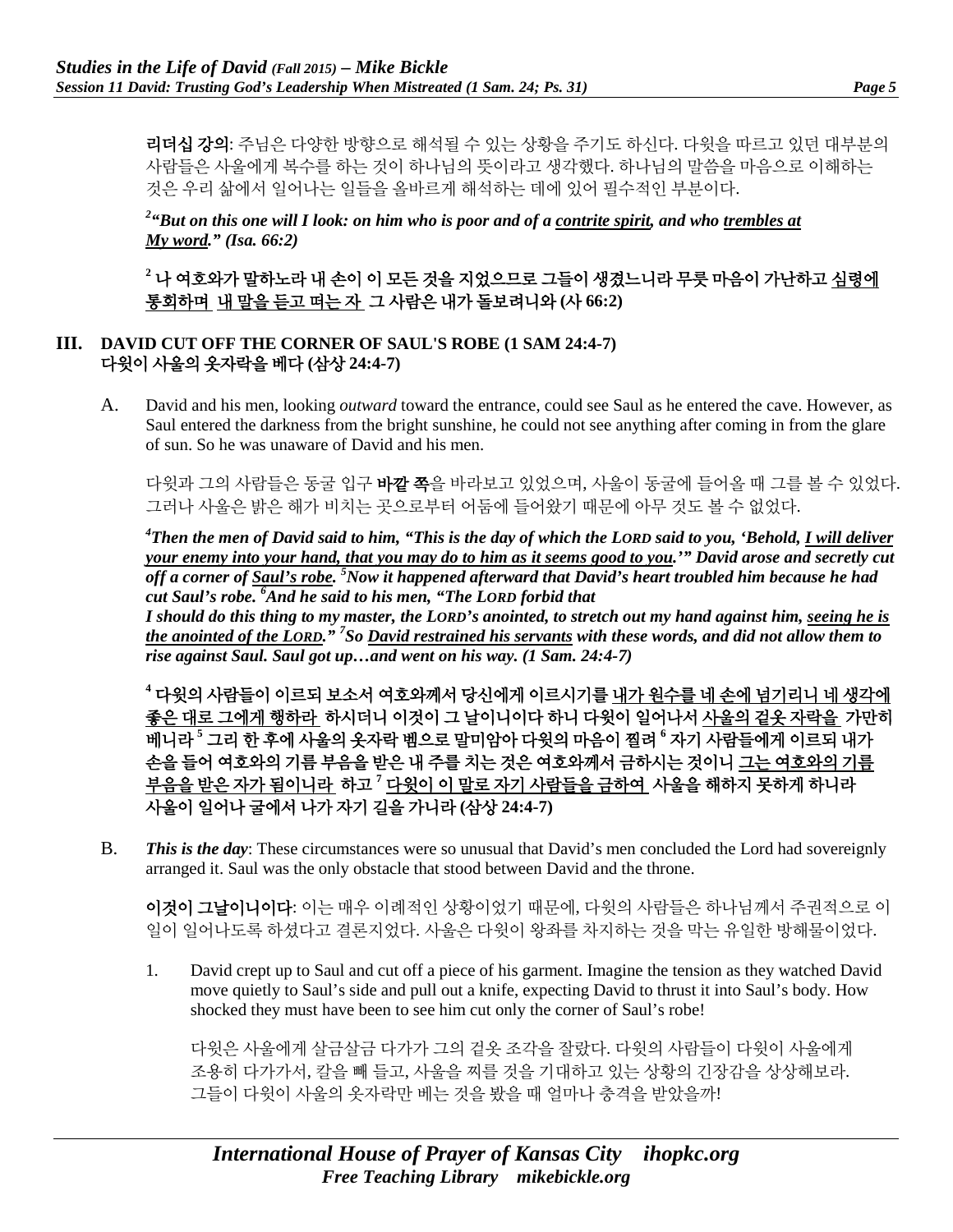**리더십 강의**: 주님은 다양한 방향으로 해석될 수 있는 상황을 주기도 하신다. 다윗을 따르고 있던 대부분의 사람들은 사울에게 복수를 하는 것이 하나님의 뜻이라고 생각했다. 하나님의 말씀을 마음으로 이해하는 것은 우리 삶에서 일어나는 일들을 올바르게 해석하는 데에 있어 필수적인 부분이다.

***[2]"But on this one will I look: on him who is poor and of a <u>contrite spirit</u>, and who <u>trembles at My word</u>." (Isa. 66:2)***

**[2] 나 여호와가 말하노라 내 손이 이 모든 것을 지었으므로 그들이 생겼느니라 무릇 마음이 가난하고 <u>심령에 통회하며</u> <u>내 말을 듣고 떠는 자</u> 그 사람은 내가 돌보려니와 (사 66:2)**

## III. DAVID CUT OFF THE CORNER OF SAUL'S ROBE (1 SAM 24:4-7) 다윗이 사울의 옷자락을 베다 (삼상 24:4-7)

A. David and his men, looking *outward* toward the entrance, could see Saul as he entered the cave. However, as Saul entered the darkness from the bright sunshine, he could not see anything after coming in from the glare of sun. So he was unaware of David and his men.

다윗과 그의 사람들은 동굴 입구 **바깥 쪽**을 바라보고 있었으며, 사울이 동굴에 들어올 때 그를 볼 수 있었다. 그러나 사울은 밝은 해가 비치는 곳으로부터 어둠에 들어왔기 때문에 아무 것도 볼 수 없었다.

***[4]Then the men of David said to him, "This is the day of which the LORD said to you, 'Behold, <u>I will deliver your enemy into your hand, that you may do to him as it seems good to you</u>.'" David arose and secretly cut off a corner of <u>Saul's robe</u>. [5]Now it happened afterward that David's heart troubled him because he had cut Saul's robe. [6]And he said to his men, "The LORD forbid that I should do this thing to my master, the LORD's anointed, to stretch out my hand against him, <u>seeing he is the anointed of the LORD</u>." [7]So <u>David restrained his servants</u> with these words, and did not allow them to rise against Saul. Saul got up…and went on his way. (1 Sam. 24:4-7)***

**[4] 다윗의 사람들이 이르되 보소서 여호와께서 당신에게 이르시기를 <u>내가 원수를 네 손에 넘기리니 네 생각에 좋은 대로 그에게 행하라</u> 하시더니 이것이 그 날이니이다 하니 다윗이 일어나서 <u>사울의 겉옷 자락을</u> 가만히 베니라 [5] 그리 한 후에 사울의 옷자락 벰으로 말미암아 다윗의 마음이 찔려 [6] 자기 사람들에게 이르되 내가 손을 들어 여호와의 기름 부음을 받은 내 주를 치는 것은 여호와께서 금하시는 것이니 <u>그는 여호와의 기름 부음을 받은 자가 됨이니라</u> 하고 [7] <u>다윗이 이 말로 자기 사람들을 금하여</u> 사울을 해하지 못하게 하니라 사울이 일어나 굴에서 나가 자기 길을 가니라 (삼상 24:4-7)**

B. ***This is the day***: These circumstances were so unusual that David's men concluded the Lord had sovereignly arranged it. Saul was the only obstacle that stood between David and the throne.

**이것이 그날이니이다**: 이는 매우 이례적인 상황이었기 때문에, 다윗의 사람들은 하나님께서 주권적으로 이 일이 일어나도록 하셨다고 결론지었다. 사울은 다윗이 왕좌를 차지하는 것을 막는 유일한 방해물이었다.

1. David crept up to Saul and cut off a piece of his garment. Imagine the tension as they watched David move quietly to Saul's side and pull out a knife, expecting David to thrust it into Saul's body. How shocked they must have been to see him cut only the corner of Saul's robe!

   다윗은 사울에게 살금살금 다가가 그의 겉옷 조각을 잘랐다. 다윗의 사람들이 다윗이 사울에게 조용히 다가가서, 칼을 빼 들고, 사울을 찌를 것을 기대하고 있는 상황의 긴장감을 상상해보라. 그들이 다윗이 사울의 옷자락만 베는 것을 봤을 때 얼마나 충격을 받았을까!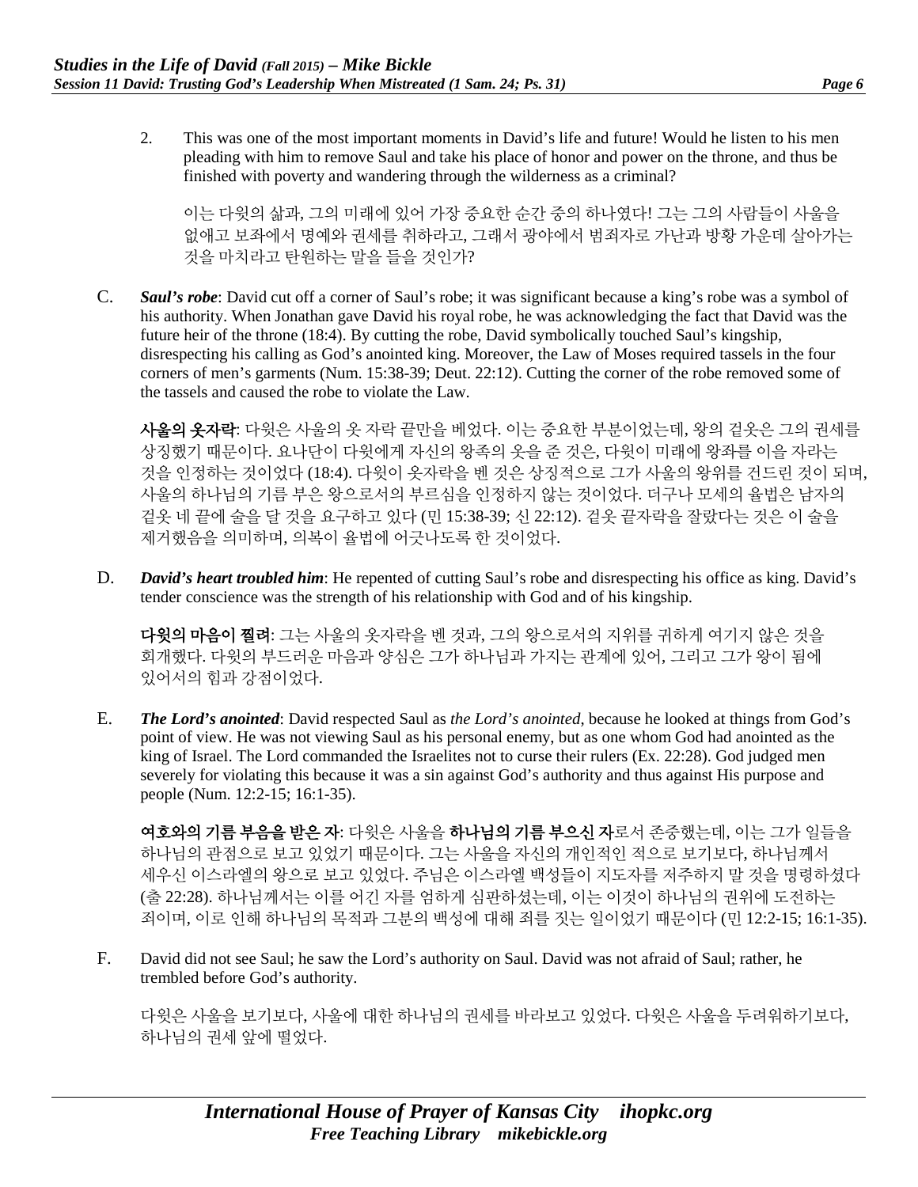2. This was one of the most important moments in David's life and future! Would he listen to his men pleading with him to remove Saul and take his place of honor and power on the throne, and thus be finished with poverty and wandering through the wilderness as a criminal?

   이는 다윗의 삶과, 그의 미래에 있어 가장 중요한 순간 중의 하나였다! 그는 그의 사람들이 사울을 없애고 보좌에서 명예와 권세를 취하라고, 그래서 광야에서 범죄자로 가난과 방황 가운데 살아가는 것을 마치라고 탄원하는 말을 들을 것인가?

C. ***Saul's robe***: David cut off a corner of Saul's robe; it was significant because a king's robe was a symbol of his authority. When Jonathan gave David his royal robe, he was acknowledging the fact that David was the future heir of the throne (18:4). By cutting the robe, David symbolically touched Saul's kingship, disrespecting his calling as God's anointed king. Moreover, the Law of Moses required tassels in the four corners of men's garments (Num. 15:38-39; Deut. 22:12). Cutting the corner of the robe removed some of the tassels and caused the robe to violate the Law.

   **사울의 옷자락**: 다윗은 사울의 옷 자락 끝만을 베었다. 이는 중요한 부분이었는데, 왕의 겉옷은 그의 권세를 상징했기 때문이다. 요나단이 다윗에게 자신의 왕족의 옷을 준 것은, 다윗이 미래에 왕좌를 이을 자라는 것을 인정하는 것이었다 (18:4). 다윗이 옷자락을 벤 것은 상징적으로 그가 사울의 왕위를 건드린 것이 되며, 사울의 하나님의 기름 부은 왕으로서의 부르심을 인정하지 않는 것이었다. 더구나 모세의 율법은 남자의 겉옷 네 끝에 술을 달 것을 요구하고 있다 (민 15:38-39; 신 22:12). 겉옷 끝자락을 잘랐다는 것은 이 술을 제거했음을 의미하며, 의복이 율법에 어긋나도록 한 것이었다.

D. ***David's heart troubled him***: He repented of cutting Saul's robe and disrespecting his office as king. David's tender conscience was the strength of his relationship with God and of his kingship.

   **다윗의 마음이 찔려**: 그는 사울의 옷자락을 벤 것과, 그의 왕으로서의 지위를 귀하게 여기지 않은 것을 회개했다. 다윗의 부드러운 마음과 양심은 그가 하나님과 가지는 관계에 있어, 그리고 그가 왕이 됨에 있어서의 힘과 강점이었다.

E. ***The Lord's anointed***: David respected Saul as *the Lord's anointed*, because he looked at things from God's point of view. He was not viewing Saul as his personal enemy, but as one whom God had anointed as the king of Israel. The Lord commanded the Israelites not to curse their rulers (Ex. 22:28). God judged men severely for violating this because it was a sin against God's authority and thus against His purpose and people (Num. 12:2-15; 16:1-35).

   **여호와의 기름 부음을 받은 자**: 다윗은 사울을 **하나님의 기름 부으신 자**로서 존중했는데, 이는 그가 일들을 하나님의 관점으로 보고 있었기 때문이다. 그는 사울을 자신의 개인적인 적으로 보기보다, 하나님께서 세우신 이스라엘의 왕으로 보고 있었다. 주님은 이스라엘 백성들이 지도자를 저주하지 말 것을 명령하셨다 (출 22:28). 하나님께서는 이를 어긴 자를 엄하게 심판하셨는데, 이는 이것이 하나님의 권위에 도전하는 죄이며, 이로 인해 하나님의 목적과 그분의 백성에 대해 죄를 짓는 일이었기 때문이다 (민 12:2-15; 16:1-35).

F. David did not see Saul; he saw the Lord's authority on Saul. David was not afraid of Saul; rather, he trembled before God's authority.

   다윗은 사울을 보기보다, 사울에 대한 하나님의 권세를 바라보고 있었다. 다윗은 사울을 두려워하기보다, 하나님의 권세 앞에 떨었다.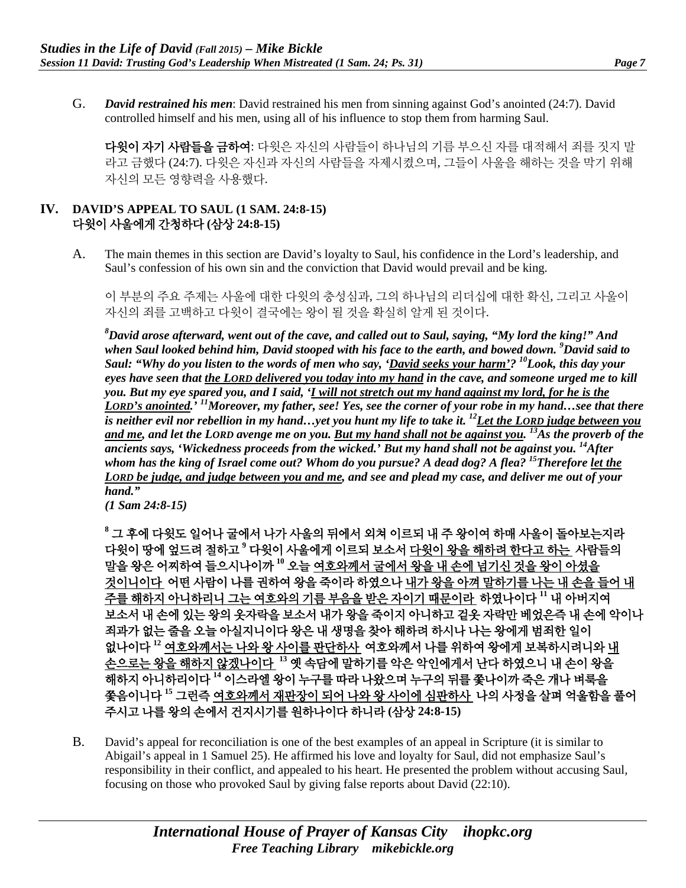G. ***David restrained his men***: David restrained his men from sinning against God's anointed (24:7). David controlled himself and his men, using all of his influence to stop them from harming Saul.

**다윗이 자기 사람들을 금하여**: 다윗은 자신의 사람들이 하나님의 기름 부으신 자를 대적해서 죄를 짓지 말라고 금했다 (24:7). 다윗은 자신과 자신의 사람들을 자제시켰으며, 그들이 사울을 해하는 것을 막기 위해 자신의 모든 영향력을 사용했다.

## IV. DAVID'S APPEAL TO SAUL (1 SAM. 24:8-15)
## 다윗이 사울에게 간청하다 (삼상 24:8-15)

A. The main themes in this section are David's loyalty to Saul, his confidence in the Lord's leadership, and Saul's confession of his own sin and the conviction that David would prevail and be king.

이 부분의 주요 주제는 사울에 대한 다윗의 충성심과, 그의 하나님의 리더십에 대한 확신, 그리고 사울이 자신의 죄를 고백하고 다윗이 결국에는 왕이 될 것을 확실히 알게 된 것이다.

***[8]David arose afterward, went out of the cave, and called out to Saul, saying, "My lord the king!" And when Saul looked behind him, David stooped with his face to the earth, and bowed down. [9]David said to Saul: "Why do you listen to the words of men who say, '<u>David seeks your harm</u>'? [10]Look, this day your eyes have seen that <u>the LORD delivered you today into my hand</u> in the cave, and someone urged me to kill you. But my eye spared you, and I said, '<u>I will not stretch out my hand against my lord, for he is the LORD's anointed</u>.' [11]Moreover, my father, see! Yes, see the corner of your robe in my hand…see that there is neither evil nor rebellion in my hand…yet you hunt my life to take it. [12]<u>Let the LORD judge between you and me</u>, and let the LORD avenge me on you. <u>But my hand shall not be against you</u>. [13]As the proverb of the ancients says, 'Wickedness proceeds from the wicked.' But my hand shall not be against you. [14]After whom has the king of Israel come out? Whom do you pursue? A dead dog? A flea? [15]Therefore <u>let the LORD be judge, and judge between you and me</u>, and see and plead my case, and deliver me out of your hand."***
***(1 Sam 24:8-15)***

**[8] 그 후에 다윗도 일어나 굴에서 나가 사울의 뒤에서 외쳐 이르되 내 주 왕이여 하매 사울이 돌아보는지라 다윗이 땅에 엎드려 절하고 [9] 다윗이 사울에게 이르되 보소서 <u>다윗이 왕을 해하려 한다고 하는</u> 사람들의 말을 왕은 어찌하여 들으시나이까 [10] 오늘 <u>여호와께서 굴에서 왕을 내 손에 넘기신 것을 왕이 아셨을 것이니이다</u> 어떤 사람이 나를 권하여 왕을 죽이라 하였으나 <u>내가 왕을 아껴 말하기를 나는 내 손을 들어 내 주를 해하지 아니하리니 그는 여호와의 기름 부음을 받은 자이기 때문이라</u> 하였나이다 [11] 내 아버지여 보소서 내 손에 있는 왕의 옷자락을 보소서 내가 왕을 죽이지 아니하고 겉옷 자락만 베었은즉 내 손에 악이나 죄과가 없는 줄을 오늘 아실지니이다 왕은 내 생명을 찾아 해하려 하시나 나는 왕에게 범죄한 일이 없나이다 [12] <u>여호와께서는 나와 왕 사이를 판단하사</u> 여호와께서 나를 위하여 왕에게 보복하시려니와 <u>내 손으로는 왕을 해하지 않겠나이다</u> [13] 옛 속담에 말하기를 악은 악인에게서 난다 하였으니 내 손이 왕을 해하지 아니하리이다 [14] 이스라엘 왕이 누구를 따라 나왔으며 누구의 뒤를 쫓나이까 죽은 개나 벼룩을 쫓음이니다 [15] 그런즉 <u>여호와께서 재판장이 되어 나와 왕 사이에 심판하사</u> 나의 사정을 살펴 억울함을 풀어 주시고 나를 왕의 손에서 건지시기를 원하나이다 하니라 (삼상 24:8-15)**

B. David's appeal for reconciliation is one of the best examples of an appeal in Scripture (it is similar to Abigail's appeal in 1 Samuel 25). He affirmed his love and loyalty for Saul, did not emphasize Saul's responsibility in their conflict, and appealed to his heart. He presented the problem without accusing Saul, focusing on those who provoked Saul by giving false reports about David (22:10).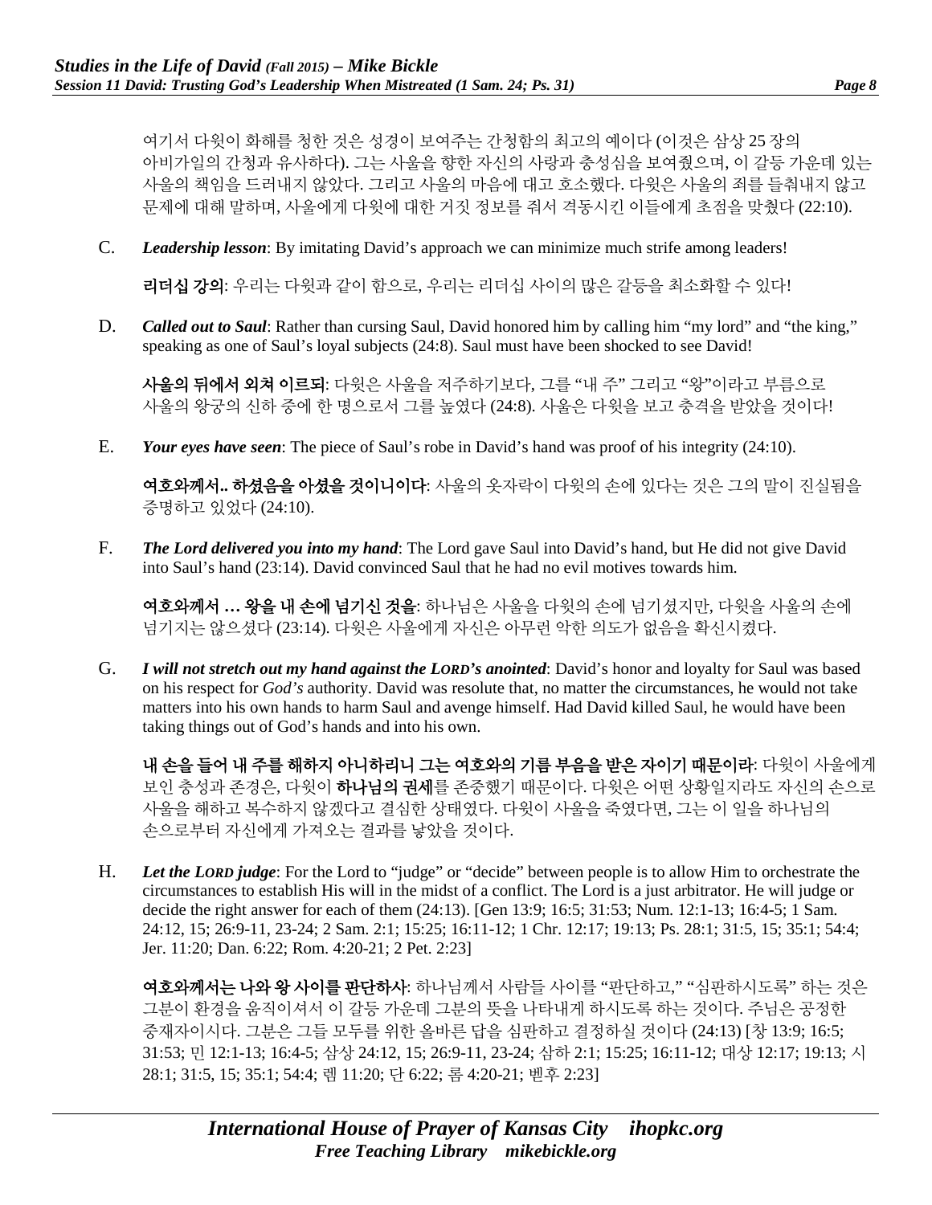여기서 다윗이 화해를 청한 것은 성경이 보여주는 간청함의 최고의 예이다 (이것은 삼상 25 장의 아비가일의 간청과 유사하다). 그는 사울을 향한 자신의 사랑과 충성심을 보여줬으며, 이 갈등 가운데 있는 사울의 책임을 드러내지 않았다. 그리고 사울의 마음에 대고 호소했다. 다윗은 사울의 죄를 들춰내지 않고 문제에 대해 말하며, 사울에게 다윗에 대한 거짓 정보를 줘서 격동시킨 이들에게 초점을 맞췄다 (22:10).

C. ***Leadership lesson***: By imitating David's approach we can minimize much strife among leaders!

**리더십 강의**: 우리는 다윗과 같이 함으로, 우리는 리더십 사이의 많은 갈등을 최소화할 수 있다!

D. ***Called out to Saul***: Rather than cursing Saul, David honored him by calling him "my lord" and "the king," speaking as one of Saul's loyal subjects (24:8). Saul must have been shocked to see David!

**사울의 뒤에서 외쳐 이르되**: 다윗은 사울을 저주하기보다, 그를 "내 주" 그리고 "왕"이라고 부름으로 사울의 왕궁의 신하 중에 한 명으로서 그를 높였다 (24:8). 사울은 다윗을 보고 충격을 받았을 것이다!

E. ***Your eyes have seen***: The piece of Saul's robe in David's hand was proof of his integrity (24:10).

**여호와께서.. 하셨음을 아셨을 것이니이다**: 사울의 옷자락이 다윗의 손에 있다는 것은 그의 말이 진실됨을 증명하고 있었다 (24:10).

F. ***The Lord delivered you into my hand***: The Lord gave Saul into David's hand, but He did not give David into Saul's hand (23:14). David convinced Saul that he had no evil motives towards him.

**여호와께서 … 왕을 내 손에 넘기신 것을**: 하나님은 사울을 다윗의 손에 넘기셨지만, 다윗을 사울의 손에 넘기지는 않으셨다 (23:14). 다윗은 사울에게 자신은 아무런 악한 의도가 없음을 확신시켰다.

G. ***I will not stretch out my hand against the LORD's anointed***: David's honor and loyalty for Saul was based on his respect for *God's* authority. David was resolute that, no matter the circumstances, he would not take matters into his own hands to harm Saul and avenge himself. Had David killed Saul, he would have been taking things out of God's hands and into his own.

**내 손을 들어 내 주를 해하지 아니하리니 그는 여호와의 기름 부음을 받은 자이기 때문이라**: 다윗이 사울에게 보인 충성과 존경은, 다윗이 **하나님의 권세**를 존중했기 때문이다. 다윗은 어떤 상황일지라도 자신의 손으로 사울을 해하고 복수하지 않겠다고 결심한 상태였다. 다윗이 사울을 죽였다면, 그는 이 일을 하나님의 손으로부터 자신에게 가져오는 결과를 낳았을 것이다.

H. ***Let the LORD judge***: For the Lord to "judge" or "decide" between people is to allow Him to orchestrate the circumstances to establish His will in the midst of a conflict. The Lord is a just arbitrator. He will judge or decide the right answer for each of them (24:13). [Gen 13:9; 16:5; 31:53; Num. 12:1-13; 16:4-5; 1 Sam. 24:12, 15; 26:9-11, 23-24; 2 Sam. 2:1; 15:25; 16:11-12; 1 Chr. 12:17; 19:13; Ps. 28:1; 31:5, 15; 35:1; 54:4; Jer. 11:20; Dan. 6:22; Rom. 4:20-21; 2 Pet. 2:23]

**여호와께서는 나와 왕 사이를 판단하사**: 하나님께서 사람들 사이를 "판단하고," "심판하시도록" 하는 것은 그분이 환경을 움직이셔서 이 갈등 가운데 그분의 뜻을 나타내게 하시도록 하는 것이다. 주님은 공정한 중재자이시다. 그분은 그들 모두를 위한 올바른 답을 심판하고 결정하실 것이다 (24:13) [창 13:9; 16:5; 31:53; 민 12:1-13; 16:4-5; 삼상 24:12, 15; 26:9-11, 23-24; 삼하 2:1; 15:25; 16:11-12; 대상 12:17; 19:13; 시 28:1; 31:5, 15; 35:1; 54:4; 렘 11:20; 단 6:22; 롬 4:20-21; 벧후 2:23]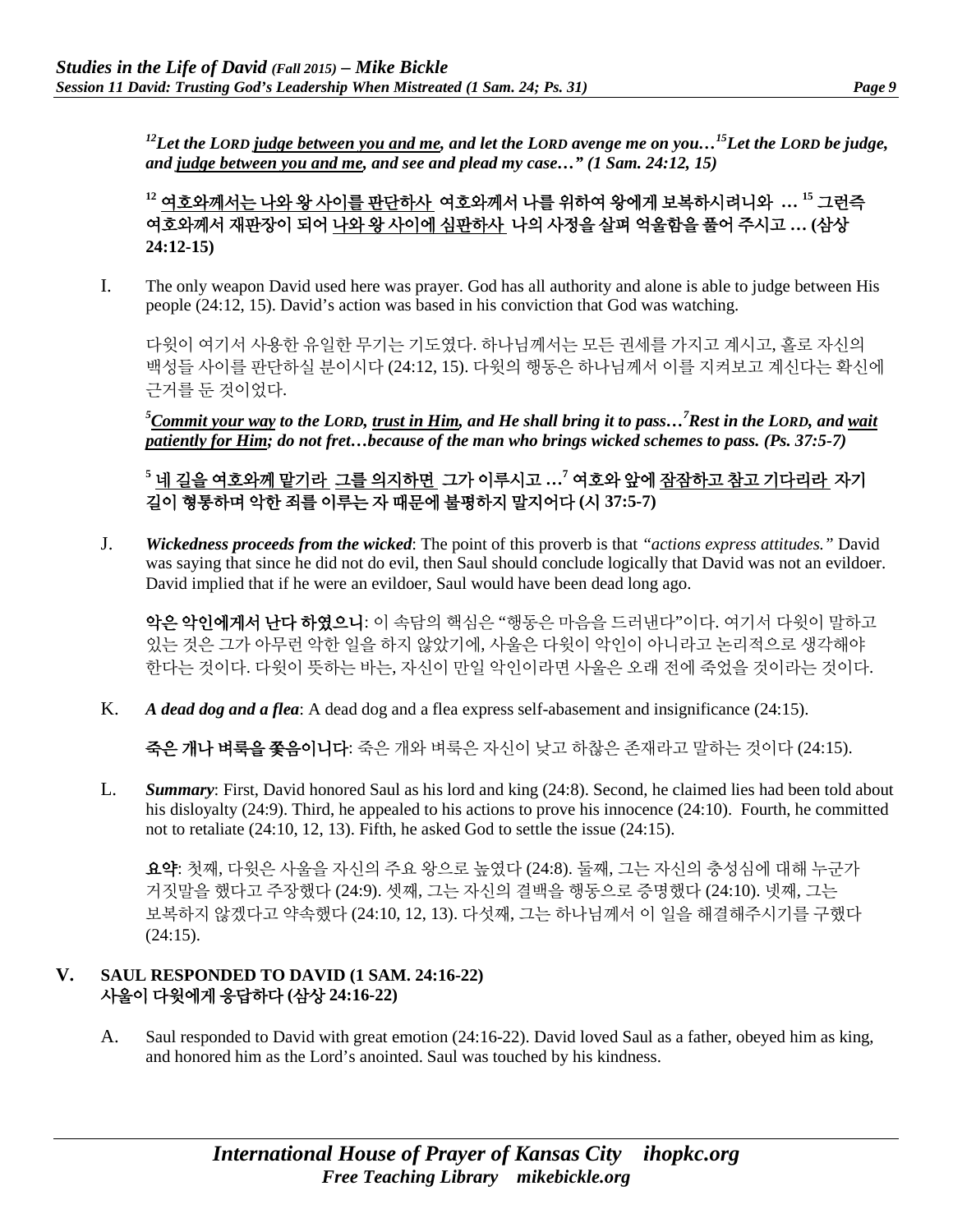***[12]Let the LORD judge between you and me, and let the LORD avenge me on you…[15]Let the LORD be judge, and judge between you and me, and see and plead my case…" (1 Sam. 24:12, 15)***

**[12] 여호와께서는 나와 왕 사이를 판단하사 여호와께서 나를 위하여 왕에게 보복하시려니와 … [15] 그런즉 여호와께서 재판장이 되어 나와 왕 사이에 심판하사 나의 사정을 살펴 억울함을 풀어 주시고 … (삼상 24:12-15)**

I. The only weapon David used here was prayer. God has all authority and alone is able to judge between His people (24:12, 15). David's action was based in his conviction that God was watching.

다윗이 여기서 사용한 유일한 무기는 기도였다. 하나님께서는 모든 권세를 가지고 계시고, 홀로 자신의 백성들 사이를 판단하실 분이시다 (24:12, 15). 다윗의 행동은 하나님께서 이를 지켜보고 계신다는 확신에 근거를 둔 것이었다.

***[5]Commit your way to the LORD, trust in Him, and He shall bring it to pass…[7]Rest in the LORD, and wait patiently for Him; do not fret…because of the man who brings wicked schemes to pass. (Ps. 37:5-7)***

**[5] 네 길을 여호와께 맡기라 그를 의지하면 그가 이루시고 …[7] 여호와 앞에 잠잠하고 참고 기다리라 자기 길이 형통하며 악한 꾀를 이루는 자 때문에 불평하지 말지어다 (시 37:5-7)**

J. ***Wickedness proceeds from the wicked***: The point of this proverb is that *"actions express attitudes."* David was saying that since he did not do evil, then Saul should conclude logically that David was not an evildoer. David implied that if he were an evildoer, Saul would have been dead long ago.

**악은 악인에게서 난다 하였으니**: 이 속담의 핵심은 "행동은 마음을 드러낸다"이다. 여기서 다윗이 말하고 있는 것은 그가 아무런 악한 일을 하지 않았기에, 사울은 다윗이 악인이 아니라고 논리적으로 생각해야 한다는 것이다. 다윗이 뜻하는 바는, 자신이 만일 악인이라면 사울은 오래 전에 죽었을 것이라는 것이다.

K. ***A dead dog and a flea***: A dead dog and a flea express self-abasement and insignificance (24:15).

**죽은 개나 벼룩을 쫓음이니다**: 죽은 개와 벼룩은 자신이 낮고 하찮은 존재라고 말하는 것이다 (24:15).

L. ***Summary***: First, David honored Saul as his lord and king (24:8). Second, he claimed lies had been told about his disloyalty (24:9). Third, he appealed to his actions to prove his innocence (24:10). Fourth, he committed not to retaliate (24:10, 12, 13). Fifth, he asked God to settle the issue (24:15).

**요약**: 첫째, 다윗은 사울을 자신의 주요 왕으로 높였다 (24:8). 둘째, 그는 자신의 충성심에 대해 누군가 거짓말을 했다고 주장했다 (24:9). 셋째, 그는 자신의 결백을 행동으로 증명했다 (24:10). 넷째, 그는 보복하지 않겠다고 약속했다 (24:10, 12, 13). 다섯째, 그는 하나님께서 이 일을 해결해주시기를 구했다 (24:15).

## V. SAUL RESPONDED TO DAVID (1 SAM. 24:16-22)
## 사울이 다윗에게 응답하다 (삼상 24:16-22)

A. Saul responded to David with great emotion (24:16-22). David loved Saul as a father, obeyed him as king, and honored him as the Lord's anointed. Saul was touched by his kindness.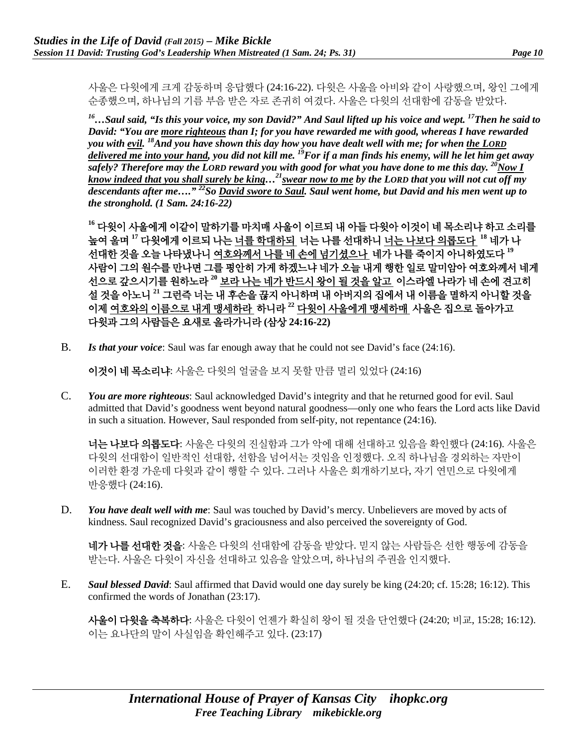사울은 다윗에게 크게 감동하며 응답했다 (24:16-22). 다윗은 사울을 아비와 같이 사랑했으며, 왕인 그에게 순종했으며, 하나님의 기름 부음 받은 자로 존귀히 여겼다. 사울은 다윗의 선대함에 감동을 받았다.

***[16]…Saul said, "Is this your voice, my son David?" And Saul lifted up his voice and wept. [17]Then he said to David: "You are <u>more righteous</u> than I; for you have rewarded me with good, whereas I have rewarded you with <u>evil</u>. [18]And you have shown this day how you have dealt well with me; for when <u>the LORD delivered me into your hand</u>, you did not kill me. [19]For if a man finds his enemy, will he let him get away safely? Therefore may the LORD reward you with good for what you have done to me this day. [20]<u>Now I know indeed that you shall surely be king</u>…[21]<u>swear now to me</u> by the LORD that you will not cut off my descendants after me…." [22]So <u>David swore to Saul</u>. Saul went home, but David and his men went up to the stronghold. (1 Sam. 24:16-22)***

**[16] 다윗이 사울에게 이같이 말하기를 마치매 사울이 이르되 내 아들 다윗아 이것이 네 목소리냐 하고 소리를 높여 울며 [17] 다윗에게 이르되 나는 <u>너를 학대하되</u> 너는 나를 선대하니 <u>너는 나보다 의롭도다</u> [18] 네가 나 선대한 것을 오늘 나타냈나니 <u>여호와께서 나를 네 손에 넘기셨으나</u> 네가 나를 죽이지 아니하였도다 [19] 사람이 그의 원수를 만나면 그를 평안히 가게 하겠느냐 네가 오늘 내게 행한 일로 말미암아 여호와께서 네게 선으로 갚으시기를 원하노라 [20] <u>보라 나는 네가 반드시 왕이 될 것을 알고</u> 이스라엘 나라가 네 손에 견고히 설 것을 아노니 [21] 그런즉 너는 내 후손을 끊지 아니하며 내 아버지의 집에서 내 이름을 멸하지 아니할 것을 이제 <u>여호와의 이름으로 내게 맹세하라</u> 하니라 [22] <u>다윗이 사울에게 맹세하매</u> 사울은 집으로 돌아가고 다윗과 그의 사람들은 요새로 올라가니라 (삼상 24:16-22)**

B. ***Is that your voice***: Saul was far enough away that he could not see David's face (24:16).

   **이것이 네 목소리냐**: 사울은 다윗의 얼굴을 보지 못할 만큼 멀리 있었다 (24:16)

C. ***You are more righteous***: Saul acknowledged David's integrity and that he returned good for evil. Saul admitted that David's goodness went beyond natural goodness—only one who fears the Lord acts like David in such a situation. However, Saul responded from self-pity, not repentance (24:16).

   **너는 나보다 의롭도다**: 사울은 다윗의 진실함과 그가 악에 대해 선대하고 있음을 확인했다 (24:16). 사울은 다윗의 선대함이 일반적인 선대함, 선함을 넘어서는 것임을 인정했다. 오직 하나님을 경외하는 자만이 이러한 환경 가운데 다윗과 같이 행할 수 있다. 그러나 사울은 회개하기보다, 자기 연민으로 다윗에게 반응했다 (24:16).

D. ***You have dealt well with me***: Saul was touched by David's mercy. Unbelievers are moved by acts of kindness. Saul recognized David's graciousness and also perceived the sovereignty of God.

   **네가 나를 선대한 것을**: 사울은 다윗의 선대함에 감동을 받았다. 믿지 않는 사람들은 선한 행동에 감동을 받는다. 사울은 다윗이 자신을 선대하고 있음을 알았으며, 하나님의 주권을 인지했다.

E. ***Saul blessed David***: Saul affirmed that David would one day surely be king (24:20; cf. 15:28; 16:12). This confirmed the words of Jonathan (23:17).

   **사울이 다윗을 축복하다**: 사울은 다윗이 언젠가 확실히 왕이 될 것을 단언했다 (24:20; 비교, 15:28; 16:12). 이는 요나단의 말이 사실임을 확인해주고 있다. (23:17)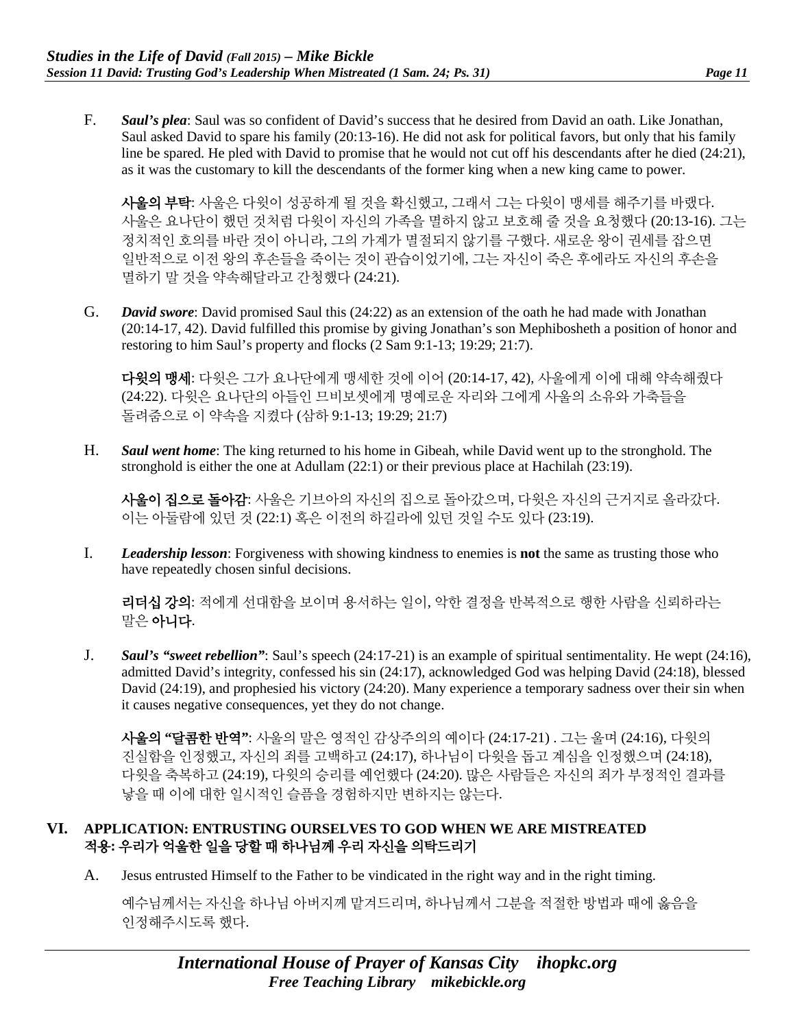F. ***Saul's plea***: Saul was so confident of David's success that he desired from David an oath. Like Jonathan, Saul asked David to spare his family (20:13-16). He did not ask for political favors, but only that his family line be spared. He pled with David to promise that he would not cut off his descendants after he died (24:21), as it was the customary to kill the descendants of the former king when a new king came to power.

**사울의 부탁**: 사울은 다윗이 성공하게 될 것을 확신했고, 그래서 그는 다윗이 맹세를 해주기를 바랬다. 사울은 요나단이 했던 것처럼 다윗이 자신의 가족을 멸하지 않고 보호해 줄 것을 요청했다 (20:13-16). 그는 정치적인 호의를 바란 것이 아니라, 그의 가계가 멸절되지 않기를 구했다. 새로운 왕이 권세를 잡으면 일반적으로 이전 왕의 후손들을 죽이는 것이 관습이었기에, 그는 자신이 죽은 후에라도 자신의 후손을 멸하기 말 것을 약속해달라고 간청했다 (24:21).

G. ***David swore***: David promised Saul this (24:22) as an extension of the oath he had made with Jonathan (20:14-17, 42). David fulfilled this promise by giving Jonathan's son Mephibosheth a position of honor and restoring to him Saul's property and flocks (2 Sam 9:1-13; 19:29; 21:7).

**다윗의 맹세**: 다윗은 그가 요나단에게 맹세한 것에 이어 (20:14-17, 42), 사울에게 이에 대해 약속해줬다 (24:22). 다윗은 요나단의 아들인 므비보셋에게 명예로운 자리와 그에게 사울의 소유와 가축들을 돌려줌으로 이 약속을 지켰다 (삼하 9:1-13; 19:29; 21:7)

H. ***Saul went home***: The king returned to his home in Gibeah, while David went up to the stronghold. The stronghold is either the one at Adullam (22:1) or their previous place at Hachilah (23:19).

**사울이 집으로 돌아감**: 사울은 기브아의 자신의 집으로 돌아갔으며, 다윗은 자신의 근거지로 올라갔다. 이는 아둘람에 있던 것 (22:1) 혹은 이전의 하길라에 있던 것일 수도 있다 (23:19).

I. ***Leadership lesson***: Forgiveness with showing kindness to enemies is **not** the same as trusting those who have repeatedly chosen sinful decisions.

**리더십 강의**: 적에게 선대함을 보이며 용서하는 일이, 악한 결정을 반복적으로 행한 사람을 신뢰하라는 말은 **아니다**.

J. ***Saul's "sweet rebellion"***: Saul's speech (24:17-21) is an example of spiritual sentimentality. He wept (24:16), admitted David's integrity, confessed his sin (24:17), acknowledged God was helping David (24:18), blessed David (24:19), and prophesied his victory (24:20). Many experience a temporary sadness over their sin when it causes negative consequences, yet they do not change.

**사울의 "달콤한 반역"**: 사울의 말은 영적인 감상주의의 예이다 (24:17-21) . 그는 울며 (24:16), 다윗의 진실함을 인정했고, 자신의 죄를 고백하고 (24:17), 하나님이 다윗을 돕고 계심을 인정했으며 (24:18), 다윗을 축복하고 (24:19), 다윗의 승리를 예언했다 (24:20). 많은 사람들은 자신의 죄가 부정적인 결과를 낳을 때 이에 대한 일시적인 슬픔을 경험하지만 변하지는 않는다.

## VI. APPLICATION: ENTRUSTING OURSELVES TO GOD WHEN WE ARE MISTREATED 적용: 우리가 억울한 일을 당할 때 하나님께 우리 자신을 의탁드리기

A. Jesus entrusted Himself to the Father to be vindicated in the right way and in the right timing.

예수님께서는 자신을 하나님 아버지께 맡겨드리며, 하나님께서 그분을 적절한 방법과 때에 옳음을 인정해주시도록 했다.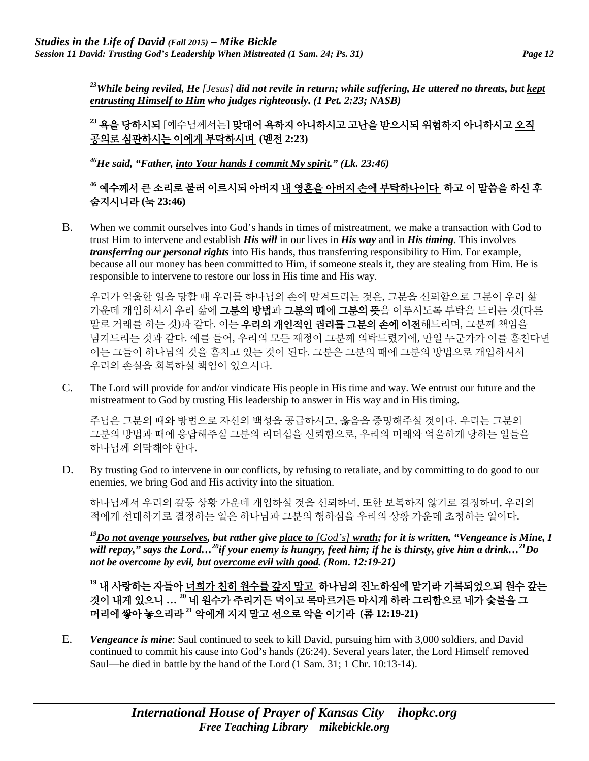*[23]**While being reviled, He** [Jesus] **did not revile in return; while suffering, He uttered no threats, but <u>kept entrusting Himself to Him</u> who judges righteously. (1 Pet. 2:23; NASB)***

**[23] 욕을 당하시되** [예수님께서는] **맞대어 욕하지 아니하시고 고난을 받으시되 위협하지 아니하시고 <u>오직 공의로 심판하시는 이에게 부탁하시며</u> (벧전 2:23)**

***[46]He said, "Father, <u>into Your hands I commit My spirit</u>." (Lk. 23:46)***

**[46] 예수께서 큰 소리로 불러 이르시되 아버지 <u>내 영혼을 아버지 손에 부탁하나이다</u> 하고 이 말씀을 하신 후 숨지시니라 (눅 23:46)**

B. When we commit ourselves into God's hands in times of mistreatment, we make a transaction with God to trust Him to intervene and establish ***His will*** in our lives in ***His way*** and in ***His timing***. This involves ***transferring our personal rights*** into His hands, thus transferring responsibility to Him. For example, because all our money has been committed to Him, if someone steals it, they are stealing from Him. He is responsible to intervene to restore our loss in His time and His way.

우리가 억울한 일을 당할 때 우리를 하나님의 손에 맡겨드리는 것은, 그분을 신뢰함으로 그분이 우리 삶 가운데 개입하셔서 우리 삶에 **그분의 방법**과 **그분의 때**에 **그분의 뜻**을 이루시도록 부탁을 드리는 것(다른 말로 거래를 하는 것)과 같다. 이는 **우리의 개인적인 권리를 그분의 손에 이전**해드리며, 그분께 책임을 넘겨드리는 것과 같다. 예를 들어, 우리의 모든 재정이 그분께 의탁드렸기에, 만일 누군가가 이를 훔친다면 이는 그들이 하나님의 것을 훔치고 있는 것이 된다. 그분은 그분의 때에 그분의 방법으로 개입하셔서 우리의 손실을 회복하실 책임이 있으시다.

C. The Lord will provide for and/or vindicate His people in His time and way. We entrust our future and the mistreatment to God by trusting His leadership to answer in His way and in His timing.

주님은 그분의 때와 방법으로 자신의 백성을 공급하시고, 옳음을 증명해주실 것이다. 우리는 그분의 그분의 방법과 때에 응답해주실 그분의 리더십을 신뢰함으로, 우리의 미래와 억울하게 당하는 일들을 하나님께 의탁해야 한다.

D. By trusting God to intervene in our conflicts, by refusing to retaliate, and by committing to do good to our enemies, we bring God and His activity into the situation.

하나님께서 우리의 갈등 상황 가운데 개입하실 것을 신뢰하며, 또한 보복하지 않기로 결정하며, 우리의 적에게 선대하기로 결정하는 일은 하나님과 그분의 행하심을 우리의 상황 가운데 초청하는 일이다.

*[19]**<u>Do not avenge yourselves</u>, but rather give <u>place to</u>** [God's] **<u>wrath</u>; for it is written, "Vengeance is Mine, I will repay," says the Lord…**[20]**if your enemy is hungry, feed him; if he is thirsty, give him a drink…**[21]**Do not be overcome by evil, but <u>overcome evil with good</u>. (Rom. 12:19-21)***

**[19] 내 사랑하는 자들아 <u>너희가 친히 원수를 갚지 말고</u> <u>하나님의 진노하심에 맡기라</u> 기록되었으되 원수 갚는 것이 내게 있으니 … [20] 네 원수가 주리거든 먹이고 목마르거든 마시게 하라 그리함으로 네가 숯불을 그 머리에 쌓아 놓으리라 [21] <u>악에게 지지 말고 선으로 악을 이기라</u> (롬 12:19-21)**

E. ***Vengeance is mine***: Saul continued to seek to kill David, pursuing him with 3,000 soldiers, and David continued to commit his cause into God's hands (26:24). Several years later, the Lord Himself removed Saul—he died in battle by the hand of the Lord (1 Sam. 31; 1 Chr. 10:13-14).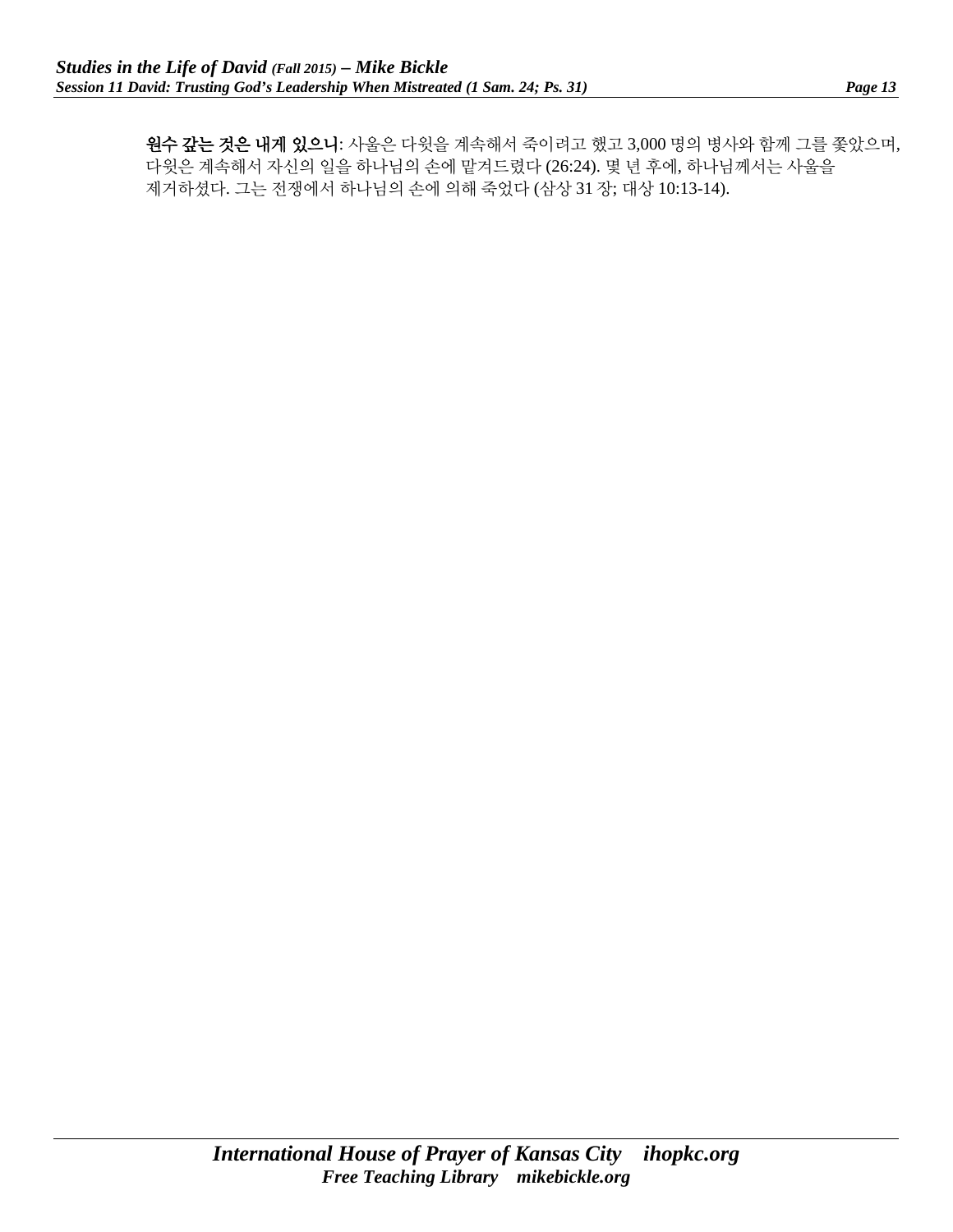**원수 갚는 것은 내게 있으니**: 사울은 다윗을 계속해서 죽이려고 했고 3,000 명의 병사와 함께 그를 쫓았으며, 다윗은 계속해서 자신의 일을 하나님의 손에 맡겨드렸다 (26:24). 몇 년 후에, 하나님께서는 사울을 제거하셨다. 그는 전쟁에서 하나님의 손에 의해 죽었다 (삼상 31 장; 대상 10:13-14).